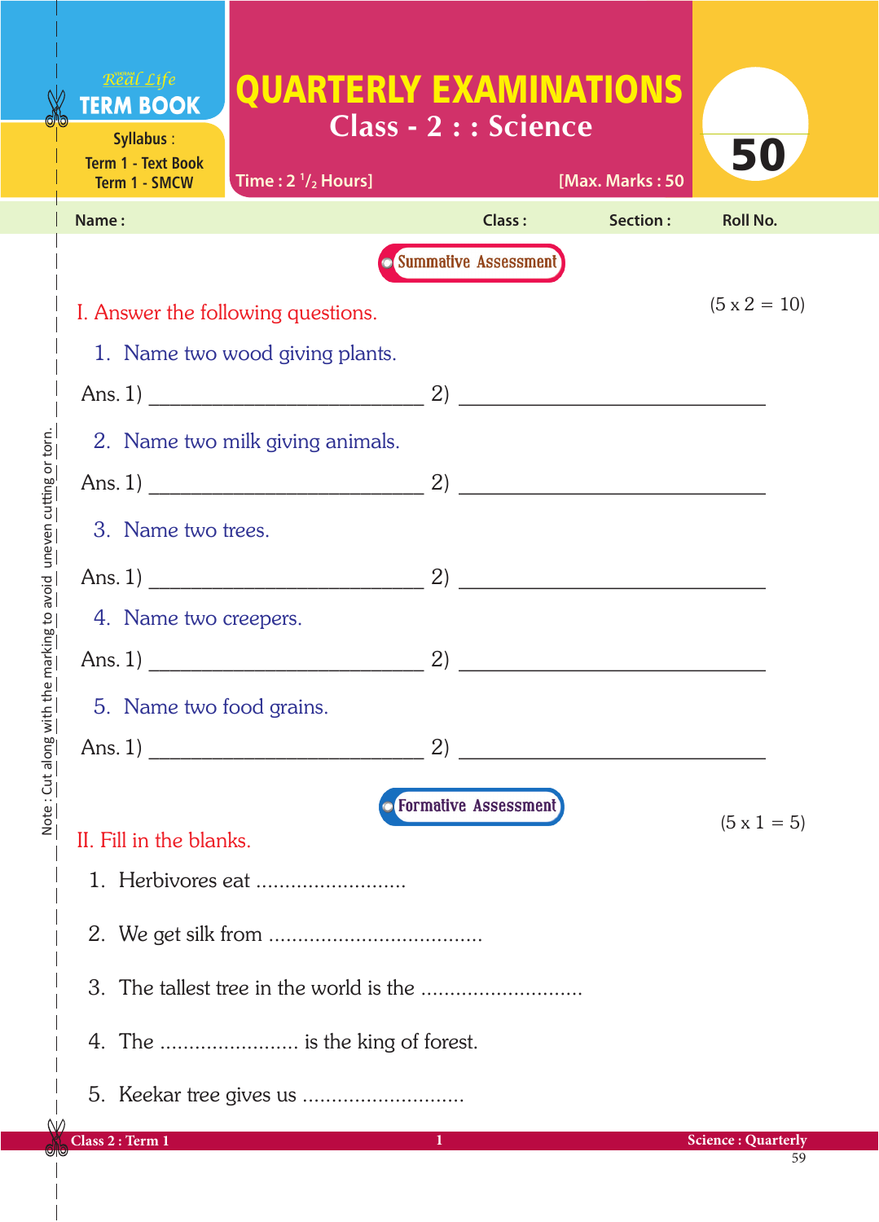Real Life
TERM BOOK

Syllabus :
Term 1 - Text Book
Term 1 - SMCW

# QUARTERLY EXAMINATIONS

## Class - 2 : : Science

Time : 2 1/2 Hours] [Max. Marks : 50

**50**

Name : Class : Section : Roll No.

**Summative Assessment**

## I. Answer the following questions. (5 x 2 = 10)

1. Name two wood giving plants.

Ans. 1) ___________________________ 2) ______________________________

2. Name two milk giving animals.

Ans. 1) ___________________________ 2) ______________________________

3. Name two trees.

Ans. 1) ___________________________ 2) ______________________________

4. Name two creepers.

Ans. 1) ___________________________ 2) ______________________________

5. Name two food grains.

Ans. 1) ___________________________ 2) ______________________________

**Formative Assessment**

## II. Fill in the blanks. (5 x 1 = 5)

1. Herbivores eat ..........................
2. We get silk from ....................................
3. The tallest tree in the world is the ............................
4. The ........................ is the king of forest.
5. Keekar tree gives us ............................

Note : Cut along with the marking to avoid uneven cutting or torn.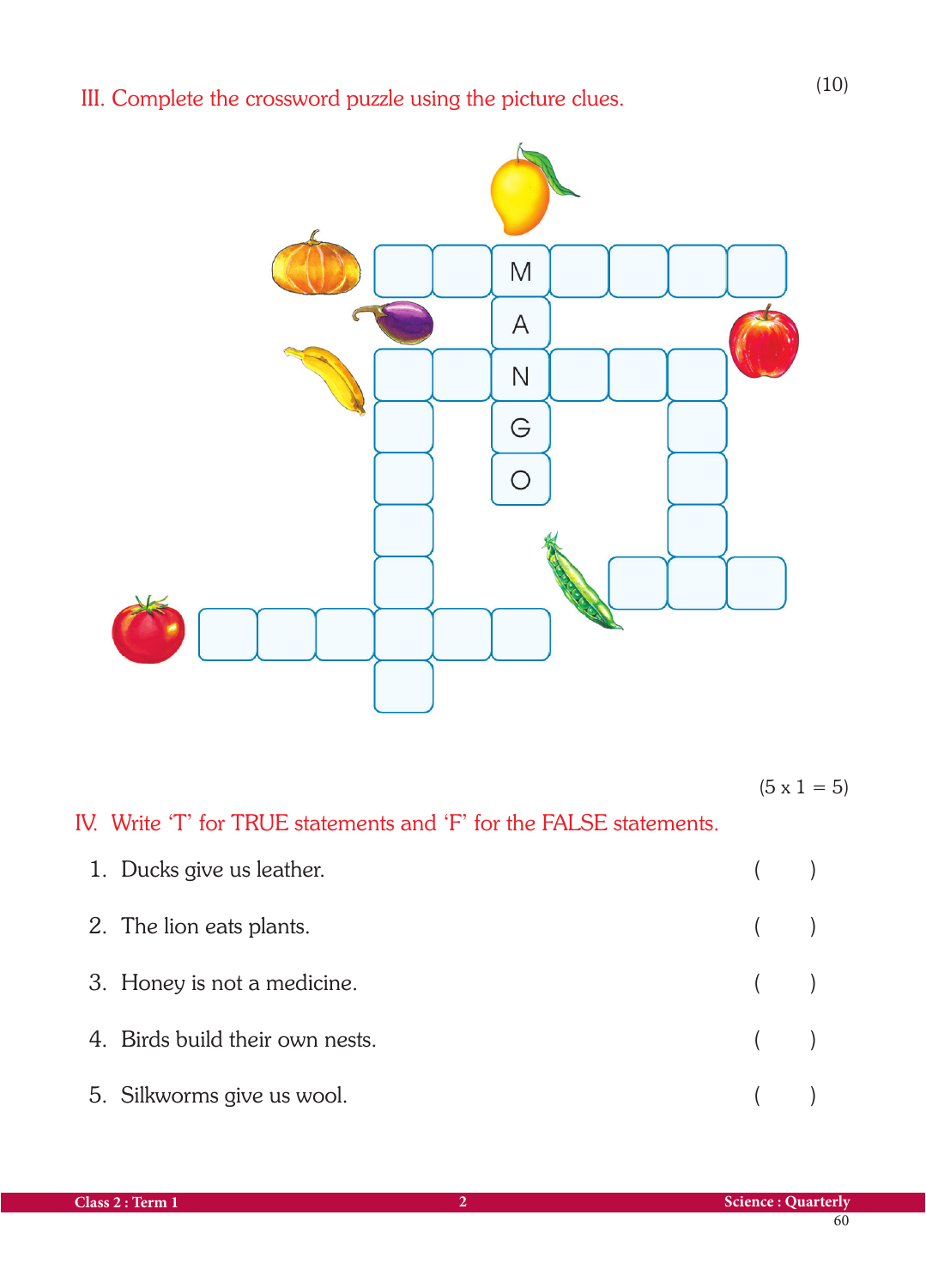III. Complete the crossword puzzle using the picture clues. (10)

M

A

N

G

O

(5 x 1 = 5)

IV. Write 'T' for TRUE statements and 'F' for the FALSE statements.

1. Ducks give us leather. (   )
2. The lion eats plants. (   )
3. Honey is not a medicine. (   )
4. Birds build their own nests. (   )
5. Silkworms give us wool. (   )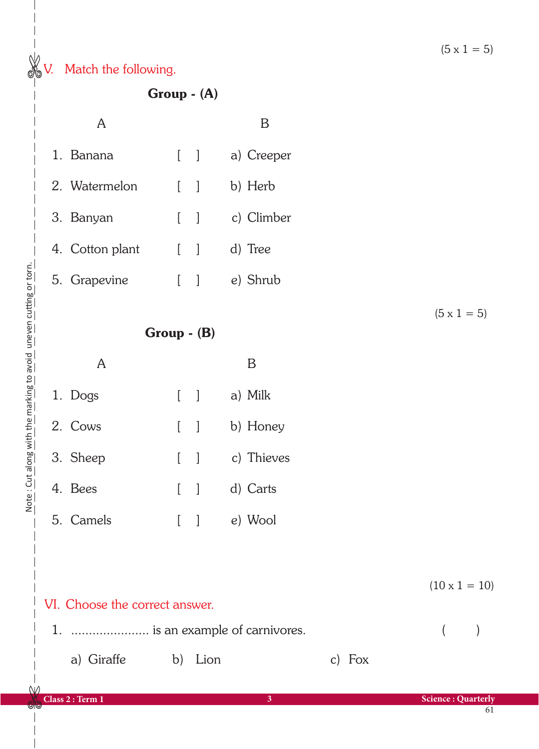(5 x 1 = 5)

## V. Match the following.

### Group - (A)

| A | | B |
|---|---|---|
| 1. Banana | [ ] | a) Creeper |
| 2. Watermelon | [ ] | b) Herb |
| 3. Banyan | [ ] | c) Climber |
| 4. Cotton plant | [ ] | d) Tree |
| 5. Grapevine | [ ] | e) Shrub |

(5 x 1 = 5)

### Group - (B)

| A | | B |
|---|---|---|
| 1. Dogs | [ ] | a) Milk |
| 2. Cows | [ ] | b) Honey |
| 3. Sheep | [ ] | c) Thieves |
| 4. Bees | [ ] | d) Carts |
| 5. Camels | [ ] | e) Wool |

(10 x 1 = 10)

## VI. Choose the correct answer.

1. ...................... is an example of carnivores. ( )

 a) Giraffe b) Lion c) Fox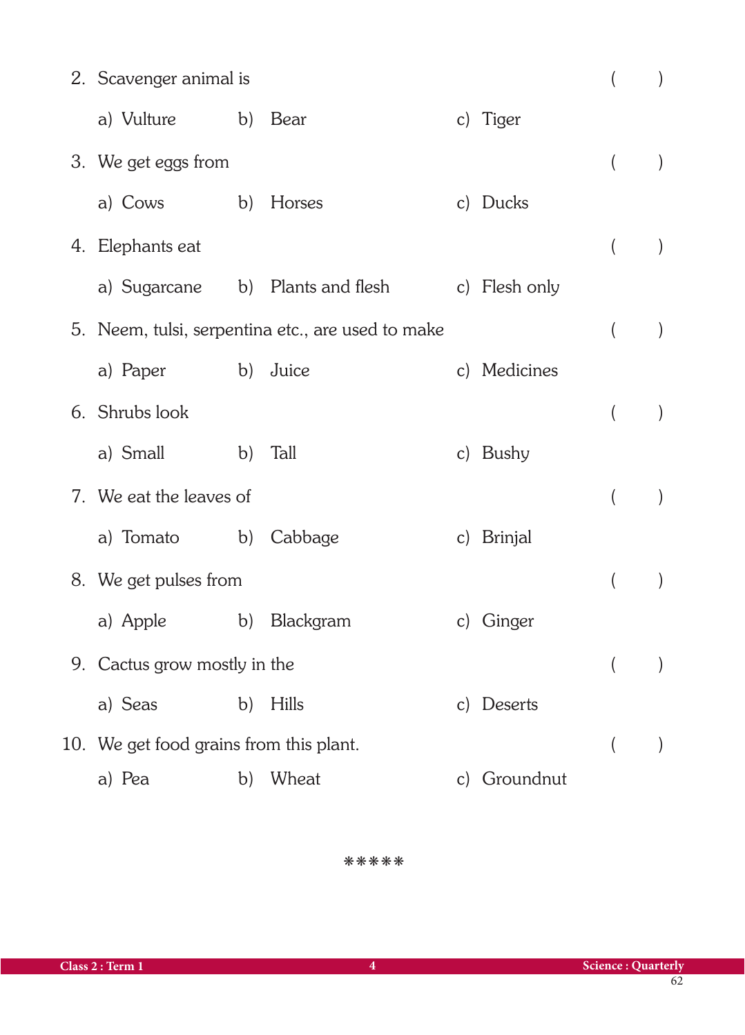2. Scavenger animal is ( )

   a) Vulture b) Bear c) Tiger

3. We get eggs from ( )

   a) Cows b) Horses c) Ducks

4. Elephants eat ( )

   a) Sugarcane b) Plants and flesh c) Flesh only

5. Neem, tulsi, serpentina etc., are used to make ( )

   a) Paper b) Juice c) Medicines

6. Shrubs look ( )

   a) Small b) Tall c) Bushy

7. We eat the leaves of ( )

   a) Tomato b) Cabbage c) Brinjal

8. We get pulses from ( )

   a) Apple b) Blackgram c) Ginger

9. Cactus grow mostly in the ( )

   a) Seas b) Hills c) Deserts

10. We get food grains from this plant. ( )

    a) Pea b) Wheat c) Groundnut

*****